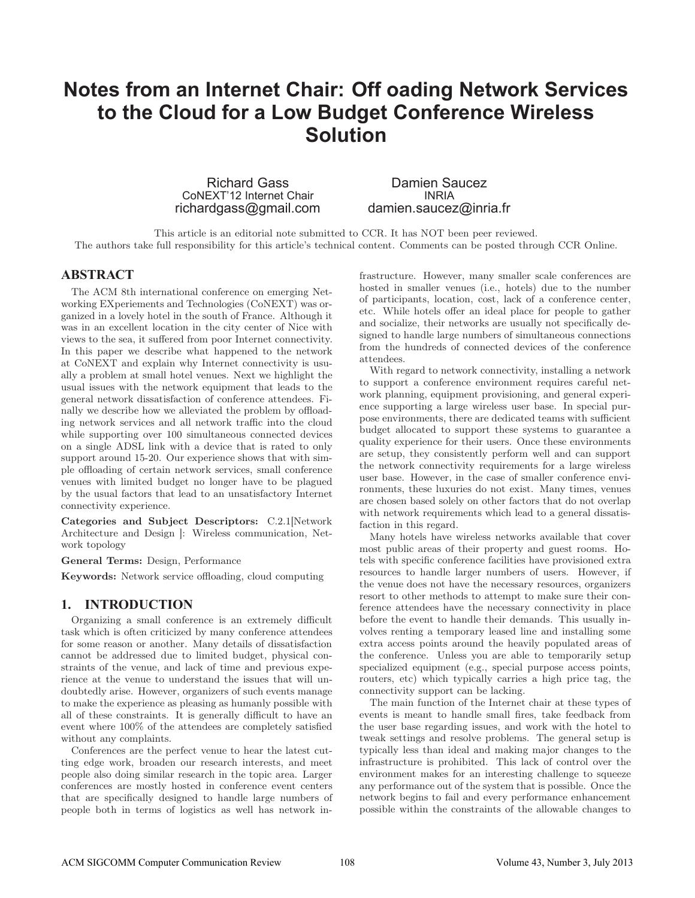# Notes from an Internet Chair: Off oading Network Services to the Cloud for a Low Budget Conference Wireless Solution

Richard Gass
CoNEXT'12 Internet Chair
richardgass@gmail.com

Damien Saucez
INRIA
damien.saucez@inria.fr

This article is an editorial note submitted to CCR. It has NOT been peer reviewed.
The authors take full responsibility for this article's technical content. Comments can be posted through CCR Online.

## ABSTRACT

The ACM 8th international conference on emerging Networking EXperiements and Technologies (CoNEXT) was organized in a lovely hotel in the south of France. Although it was in an excellent location in the city center of Nice with views to the sea, it suffered from poor Internet connectivity. In this paper we describe what happened to the network at CoNEXT and explain why Internet connectivity is usually a problem at small hotel venues. Next we highlight the usual issues with the network equipment that leads to the general network dissatisfaction of conference attendees. Finally we describe how we alleviated the problem by offloading network services and all network traffic into the cloud while supporting over 100 simultaneous connected devices on a single ADSL link with a device that is rated to only support around 15-20. Our experience shows that with simple offloading of certain network services, small conference venues with limited budget no longer have to be plagued by the usual factors that lead to an unsatisfactory Internet connectivity experience.

**Categories and Subject Descriptors:** C.2.1[Network Architecture and Design ]: Wireless communication, Network topology

**General Terms:** Design, Performance

**Keywords:** Network service offloading, cloud computing

## 1. INTRODUCTION

Organizing a small conference is an extremely difficult task which is often criticized by many conference attendees for some reason or another. Many details of dissatisfaction cannot be addressed due to limited budget, physical constraints of the venue, and lack of time and previous experience at the venue to understand the issues that will undoubtedly arise. However, organizers of such events manage to make the experience as pleasing as humanly possible with all of these constraints. It is generally difficult to have an event where 100% of the attendees are completely satisfied without any complaints.

Conferences are the perfect venue to hear the latest cutting edge work, broaden our research interests, and meet people also doing similar research in the topic area. Larger conferences are mostly hosted in conference event centers that are specifically designed to handle large numbers of people both in terms of logistics as well has network infrastructure. However, many smaller scale conferences are hosted in smaller venues (i.e., hotels) due to the number of participants, location, cost, lack of a conference center, etc. While hotels offer an ideal place for people to gather and socialize, their networks are usually not specifically designed to handle large numbers of simultaneous connections from the hundreds of connected devices of the conference attendees.

With regard to network connectivity, installing a network to support a conference environment requires careful network planning, equipment provisioning, and general experience supporting a large wireless user base. In special purpose environments, there are dedicated teams with sufficient budget allocated to support these systems to guarantee a quality experience for their users. Once these environments are setup, they consistently perform well and can support the network connectivity requirements for a large wireless user base. However, in the case of smaller conference environments, these luxuries do not exist. Many times, venues are chosen based solely on other factors that do not overlap with network requirements which lead to a general dissatisfaction in this regard.

Many hotels have wireless networks available that cover most public areas of their property and guest rooms. Hotels with specific conference facilities have provisioned extra resources to handle larger numbers of users. However, if the venue does not have the necessary resources, organizers resort to other methods to attempt to make sure their conference attendees have the necessary connectivity in place before the event to handle their demands. This usually involves renting a temporary leased line and installing some extra access points around the heavily populated areas of the conference. Unless you are able to temporarily setup specialized equipment (e.g., special purpose access points, routers, etc) which typically carries a high price tag, the connectivity support can be lacking.

The main function of the Internet chair at these types of events is meant to handle small fires, take feedback from the user base regarding issues, and work with the hotel to tweak settings and resolve problems. The general setup is typically less than ideal and making major changes to the infrastructure is prohibited. This lack of control over the environment makes for an interesting challenge to squeeze any performance out of the system that is possible. Once the network begins to fail and every performance enhancement possible within the constraints of the allowable changes to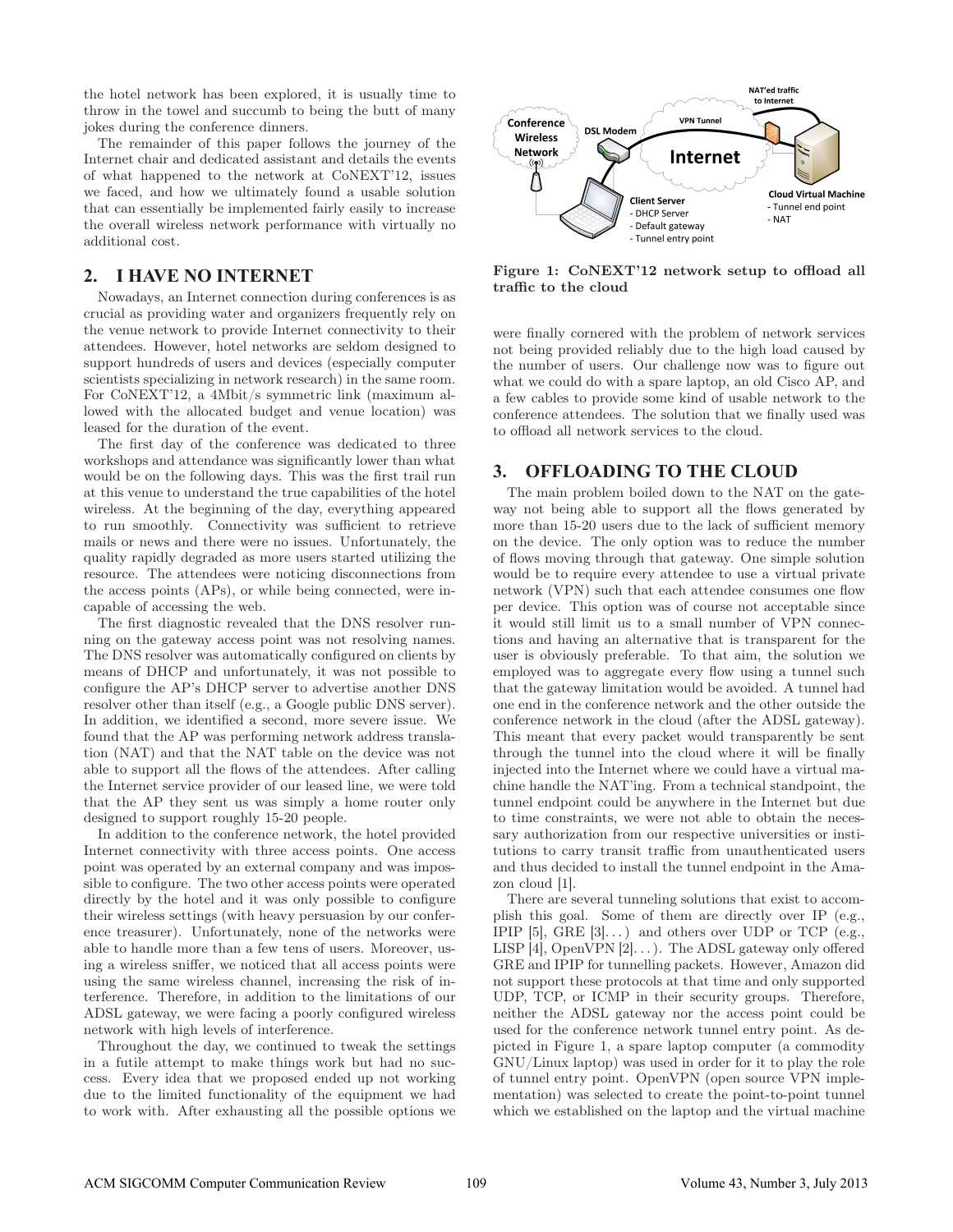the hotel network has been explored, it is usually time to throw in the towel and succumb to being the butt of many jokes during the conference dinners.

The remainder of this paper follows the journey of the Internet chair and dedicated assistant and details the events of what happened to the network at CoNEXT'12, issues we faced, and how we ultimately found a usable solution that can essentially be implemented fairly easily to increase the overall wireless network performance with virtually no additional cost.

## 2. I HAVE NO INTERNET

Nowadays, an Internet connection during conferences is as crucial as providing water and organizers frequently rely on the venue network to provide Internet connectivity to their attendees. However, hotel networks are seldom designed to support hundreds of users and devices (especially computer scientists specializing in network research) in the same room. For CoNEXT'12, a 4Mbit/s symmetric link (maximum allowed with the allocated budget and venue location) was leased for the duration of the event.

The first day of the conference was dedicated to three workshops and attendance was significantly lower than what would be on the following days. This was the first trail run at this venue to understand the true capabilities of the hotel wireless. At the beginning of the day, everything appeared to run smoothly. Connectivity was sufficient to retrieve mails or news and there were no issues. Unfortunately, the quality rapidly degraded as more users started utilizing the resource. The attendees were noticing disconnections from the access points (APs), or while being connected, were incapable of accessing the web.

The first diagnostic revealed that the DNS resolver running on the gateway access point was not resolving names. The DNS resolver was automatically configured on clients by means of DHCP and unfortunately, it was not possible to configure the AP's DHCP server to advertise another DNS resolver other than itself (e.g., a Google public DNS server). In addition, we identified a second, more severe issue. We found that the AP was performing network address translation (NAT) and that the NAT table on the device was not able to support all the flows of the attendees. After calling the Internet service provider of our leased line, we were told that the AP they sent us was simply a home router only designed to support roughly 15-20 people.

In addition to the conference network, the hotel provided Internet connectivity with three access points. One access point was operated by an external company and was impossible to configure. The two other access points were operated directly by the hotel and it was only possible to configure their wireless settings (with heavy persuasion by our conference treasurer). Unfortunately, none of the networks were able to handle more than a few tens of users. Moreover, using a wireless sniffer, we noticed that all access points were using the same wireless channel, increasing the risk of interference. Therefore, in addition to the limitations of our ADSL gateway, we were facing a poorly configured wireless network with high levels of interference.

Throughout the day, we continued to tweak the settings in a futile attempt to make things work but had no success. Every idea that we proposed ended up not working due to the limited functionality of the equipment we had to work with. After exhausting all the possible options we were finally cornered with the problem of network services not being provided reliably due to the high load caused by the number of users. Our challenge now was to figure out what we could do with a spare laptop, an old Cisco AP, and a few cables to provide some kind of usable network to the conference attendees. The solution that we finally used was to offload all network services to the cloud.

Conference Wireless Network
DSL Modem
VPN Tunnel
NAT'ed traffic to Internet
Internet
Client Server
- DHCP Server
- Default gateway
- Tunnel entry point
Cloud Virtual Machine
- Tunnel end point
- NAT

**Figure 1: CoNEXT'12 network setup to offload all traffic to the cloud**

## 3. OFFLOADING TO THE CLOUD

The main problem boiled down to the NAT on the gateway not being able to support all the flows generated by more than 15-20 users due to the lack of sufficient memory on the device. The only option was to reduce the number of flows moving through that gateway. One simple solution would be to require every attendee to use a virtual private network (VPN) such that each attendee consumes one flow per device. This option was of course not acceptable since it would still limit us to a small number of VPN connections and having an alternative that is transparent for the user is obviously preferable. To that aim, the solution we employed was to aggregate every flow using a tunnel such that the gateway limitation would be avoided. A tunnel had one end in the conference network and the other outside the conference network in the cloud (after the ADSL gateway). This meant that every packet would transparently be sent through the tunnel into the cloud where it will be finally injected into the Internet where we could have a virtual machine handle the NAT'ing. From a technical standpoint, the tunnel endpoint could be anywhere in the Internet but due to time constraints, we were not able to obtain the necessary authorization from our respective universities or institutions to carry transit traffic from unauthenticated users and thus decided to install the tunnel endpoint in the Amazon cloud [1].

There are several tunneling solutions that exist to accomplish this goal. Some of them are directly over IP (e.g., IPIP [5], GRE [3]...) and others over UDP or TCP (e.g., LISP [4], OpenVPN [2]...). The ADSL gateway only offered GRE and IPIP for tunnelling packets. However, Amazon did not support these protocols at that time and only supported UDP, TCP, or ICMP in their security groups. Therefore, neither the ADSL gateway nor the access point could be used for the conference network tunnel entry point. As depicted in Figure 1, a spare laptop computer (a commodity GNU/Linux laptop) was used in order for it to play the role of tunnel entry point. OpenVPN (open source VPN implementation) was selected to create the point-to-point tunnel which we established on the laptop and the virtual machine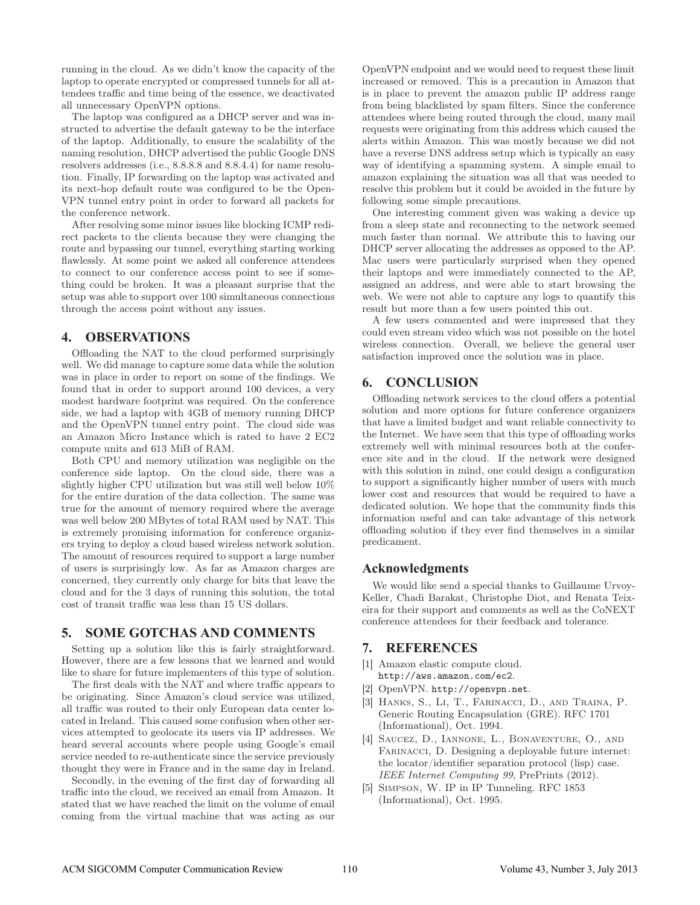running in the cloud. As we didn't know the capacity of the laptop to operate encrypted or compressed tunnels for all attendees traffic and time being of the essence, we deactivated all unnecessary OpenVPN options.

The laptop was configured as a DHCP server and was instructed to advertise the default gateway to be the interface of the laptop. Additionally, to ensure the scalability of the naming resolution, DHCP advertised the public Google DNS resolvers addresses (i.e., 8.8.8.8 and 8.8.4.4) for name resolution. Finally, IP forwarding on the laptop was activated and its next-hop default route was configured to be the OpenVPN tunnel entry point in order to forward all packets for the conference network.

After resolving some minor issues like blocking ICMP redirect packets to the clients because they were changing the route and bypassing our tunnel, everything starting working flawlessly. At some point we asked all conference attendees to connect to our conference access point to see if something could be broken. It was a pleasant surprise that the setup was able to support over 100 simultaneous connections through the access point without any issues.

## 4. OBSERVATIONS

Offloading the NAT to the cloud performed surprisingly well. We did manage to capture some data while the solution was in place in order to report on some of the findings. We found that in order to support around 100 devices, a very modest hardware footprint was required. On the conference side, we had a laptop with 4GB of memory running DHCP and the OpenVPN tunnel entry point. The cloud side was an Amazon Micro Instance which is rated to have 2 EC2 compute units and 613 MiB of RAM.

Both CPU and memory utilization was negligible on the conference side laptop. On the cloud side, there was a slightly higher CPU utilization but was still well below 10% for the entire duration of the data collection. The same was true for the amount of memory required where the average was well below 200 MBytes of total RAM used by NAT. This is extremely promising information for conference organizers trying to deploy a cloud based wireless network solution. The amount of resources required to support a large number of users is surprisingly low. As far as Amazon charges are concerned, they currently only charge for bits that leave the cloud and for the 3 days of running this solution, the total cost of transit traffic was less than 15 US dollars.

## 5. SOME GOTCHAS AND COMMENTS

Setting up a solution like this is fairly straightforward. However, there are a few lessons that we learned and would like to share for future implementers of this type of solution.

The first deals with the NAT and where traffic appears to be originating. Since Amazon's cloud service was utilized, all traffic was routed to their only European data center located in Ireland. This caused some confusion when other services attempted to geolocate its users via IP addresses. We heard several accounts where people using Google's email service needed to re-authenticate since the service previously thought they were in France and in the same day in Ireland.

Secondly, in the evening of the first day of forwarding all traffic into the cloud, we received an email from Amazon. It stated that we have reached the limit on the volume of email coming from the virtual machine that was acting as our OpenVPN endpoint and we would need to request these limit increased or removed. This is a precaution in Amazon that is in place to prevent the amazon public IP address range from being blacklisted by spam filters. Since the conference attendees where being routed through the cloud, many mail requests were originating from this address which caused the alerts within Amazon. This was mostly because we did not have a reverse DNS address setup which is typically an easy way of identifying a spamming system. A simple email to amazon explaining the situation was all that was needed to resolve this problem but it could be avoided in the future by following some simple precautions.

One interesting comment given was waking a device up from a sleep state and reconnecting to the network seemed much faster than normal. We attribute this to having our DHCP server allocating the addresses as opposed to the AP. Mac users were particularly surprised when they opened their laptops and were immediately connected to the AP, assigned an address, and were able to start browsing the web. We were not able to capture any logs to quantify this result but more than a few users pointed this out.

A few users commented and were impressed that they could even stream video which was not possible on the hotel wireless connection. Overall, we believe the general user satisfaction improved once the solution was in place.

## 6. CONCLUSION

Offloading network services to the cloud offers a potential solution and more options for future conference organizers that have a limited budget and want reliable connectivity to the Internet. We have seen that this type of offloading works extremely well with minimal resources both at the conference site and in the cloud. If the network were designed with this solution in mind, one could design a configuration to support a significantly higher number of users with much lower cost and resources that would be required to have a dedicated solution. We hope that the community finds this information useful and can take advantage of this network offloading solution if they ever find themselves in a similar predicament.

### Acknowledgments

We would like send a special thanks to Guillaume Urvoy-Keller, Chadi Barakat, Christophe Diot, and Renata Teixeira for their support and comments as well as the CoNEXT conference attendees for their feedback and tolerance.

## 7. REFERENCES

[1] Amazon elastic compute cloud. http://aws.amazon.com/ec2.

[2] OpenVPN. http://openvpn.net.

[3] Hanks, S., Li, T., Farinacci, D., and Traina, P. Generic Routing Encapsulation (GRE). RFC 1701 (Informational), Oct. 1994.

[4] Saucez, D., Iannone, L., Bonaventure, O., and Farinacci, D. Designing a deployable future internet: the locator/identifier separation protocol (lisp) case. *IEEE Internet Computing 99*, PrePrints (2012).

[5] Simpson, W. IP in IP Tunneling. RFC 1853 (Informational), Oct. 1995.